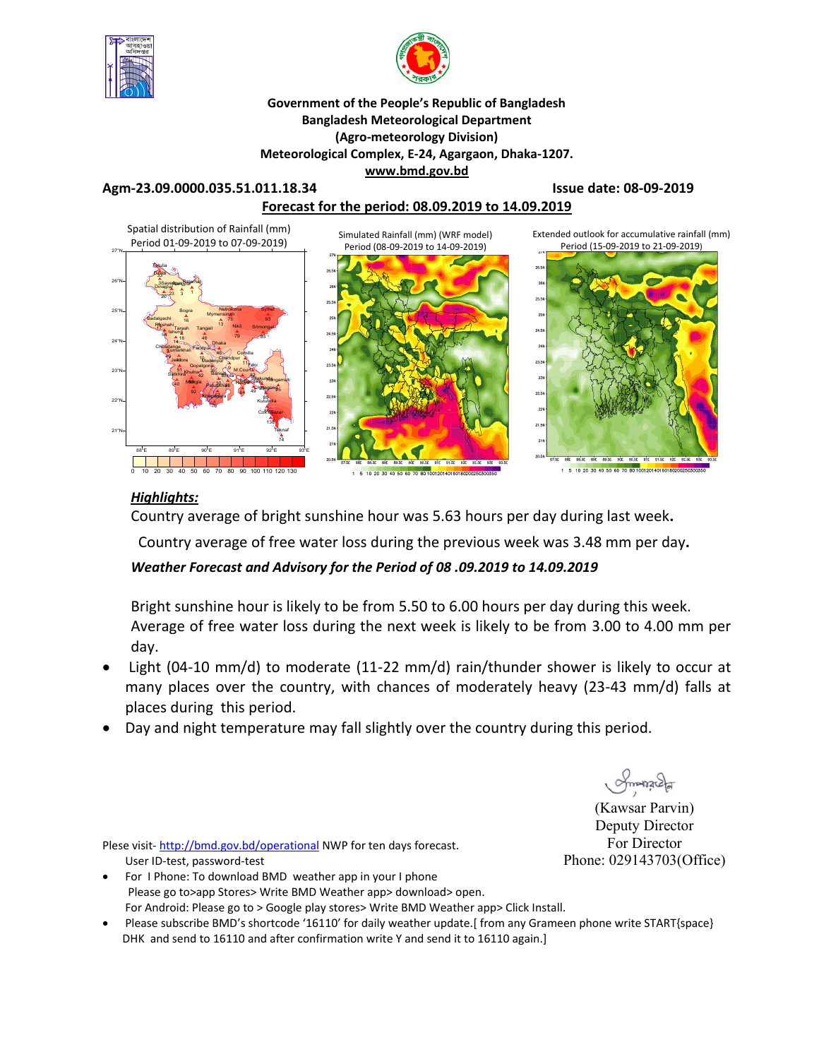**Government of the People's Republic of Bangladesh**
**Bangladesh Meteorological Department**
**(Agro-meteorology Division)**
**Meteorological Complex, E-24, Agargaon, Dhaka-1207.**
**www.bmd.gov.bd**

**Agm-23.09.0000.035.51.011.18.34** **Issue date: 08-09-2019**

**Forecast for the period: 08.09.2019 to 14.09.2019**

Spatial distribution of Rainfall (mm) Period 01-09-2019 to 07-09-2019

Simulated Rainfall (mm) (WRF model) Period (08-09-2019 to 14-09-2019)

Extended outlook for accumulative rainfall (mm) Period (15-09-2019 to 21-09-2019)

## *Highlights:*

Country average of bright sunshine hour was 5.63 hours per day during last week**.**

Country average of free water loss during the previous week was 3.48 mm per day**.**

***Weather Forecast and Advisory for the Period of 08 .09.2019 to 14.09.2019***

Bright sunshine hour is likely to be from 5.50 to 6.00 hours per day during this week.
Average of free water loss during the next week is likely to be from 3.00 to 4.00 mm per day.

- Light (04-10 mm/d) to moderate (11-22 mm/d) rain/thunder shower is likely to occur at many places over the country, with chances of moderately heavy (23-43 mm/d) falls at places during this period.
- Day and night temperature may fall slightly over the country during this period.

(Kawsar Parvin)
Deputy Director
For Director
Phone: 029143703(Office)

Plese visit- http://bmd.gov.bd/operational NWP for ten days forecast.
User ID-test, password-test

- For I Phone: To download BMD weather app in your I phone
  Please go to>app Stores> Write BMD Weather app> download> open.
  For Android: Please go to > Google play stores> Write BMD Weather app> Click Install.
- Please subscribe BMD's shortcode '16110' for daily weather update.[ from any Grameen phone write START{space} DHK and send to 16110 and after confirmation write Y and send it to 16110 again.]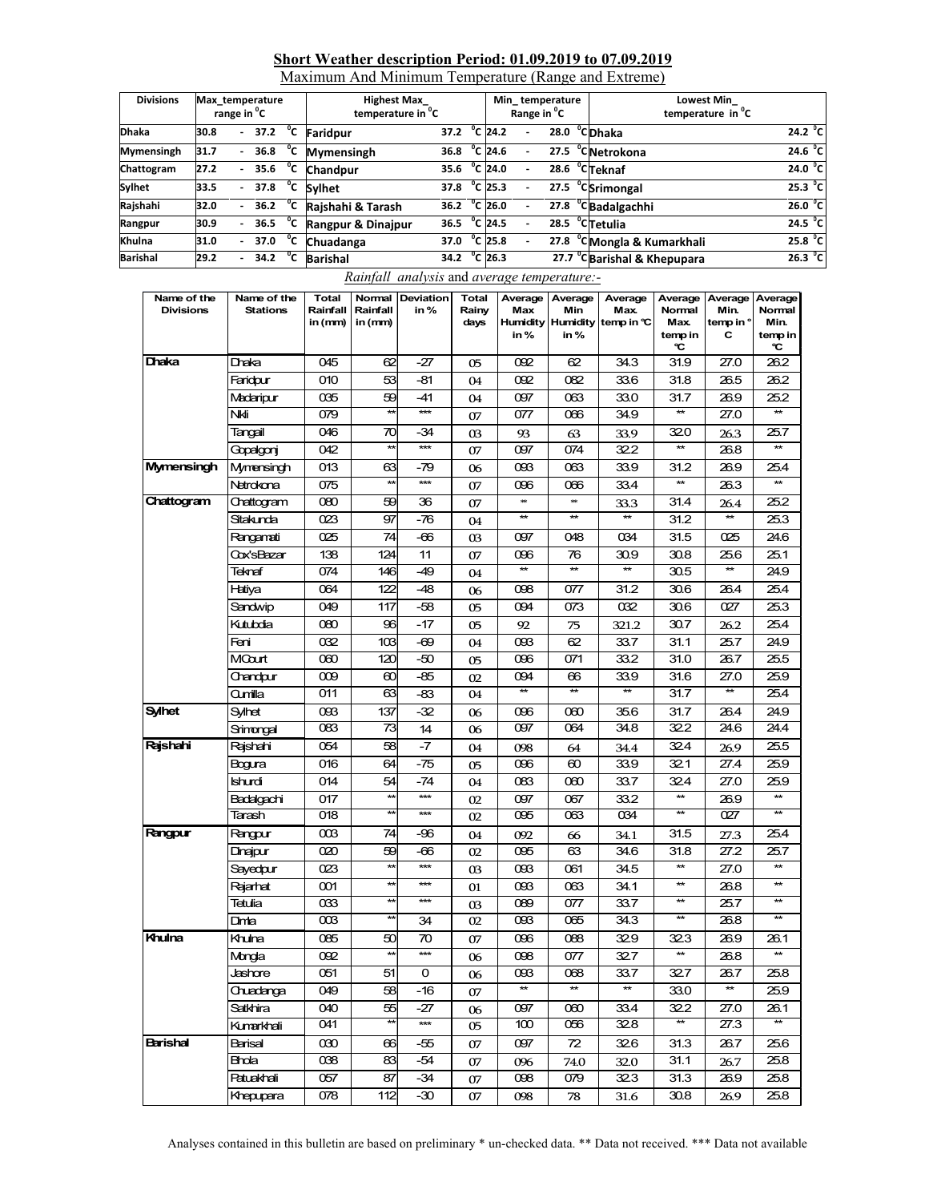**Short Weather description Period: 01.09.2019 to 07.09.2019**

Maximum And Minimum Temperature (Range and Extreme)

| Divisions | Max_temperature range in $^0$C | Highest Max_ temperature in $^0$C | | Min_ temperature Range in $^0$C | Lowest Min_ temperature in $^0$C | |
|---|---|---|---|---|---|---|
| Dhaka | 30.8 - 37.2 $^0$C | Faridpur | 37.2 $^0$C | 24.2 - 28.0 $^0$C | Dhaka | 24.2 $^0$C |
| Mymensingh | 31.7 - 36.8 $^0$C | Mymensingh | 36.8 $^0$C | 24.6 - 27.5 $^0$C | Netrokona | 24.6 $^0$C |
| Chattogram | 27.2 - 35.6 $^0$C | Chandpur | 35.6 $^0$C | 24.0 - 28.6 $^0$C | Teknaf | 24.0 $^0$C |
| Sylhet | 33.5 - 37.8 $^0$C | Sylhet | 37.8 $^0$C | 25.3 - 27.5 $^0$C | Srimongal | 25.3 $^0$C |
| Rajshahi | 32.0 - 36.2 $^0$C | Rajshahi & Tarash | 36.2 $^0$C | 26.0 - 27.8 $^0$C | Badalgachhi | 26.0 $^0$C |
| Rangpur | 30.9 - 36.5 $^0$C | Rangpur & Dinajpur | 36.5 $^0$C | 24.5 - 28.5 $^0$C | Tetulia | 24.5 $^0$C |
| Khulna | 31.0 - 37.0 $^0$C | Chuadanga | 37.0 $^0$C | 25.8 - 27.8 $^0$C | Mongla & Kumarkhali | 25.8 $^0$C |
| Barishal | 29.2 - 34.2 $^0$C | Barishal | 34.2 $^0$C | 26.3 27.7 $^0$C | Barishal & Khepupara | 26.3 $^0$C |

*Rainfall analysis* and *average temperature:-*

| Name of the Divisions | Name of the Stations | Total Rainfall in (mm) | Normal Rainfall in (mm) | Deviation in % | Total Rainy days | Average Max Humidity in % | Average Min Humidity in % | Average Max. temp in °C | Average Normal Max. temp in °C | Average Min. temp in ° C | Average Normal Min. temp in °C |
|---|---|---|---|---|---|---|---|---|---|---|---|
| Dhaka | Dhaka | 045 | 62 | -27 | 05 | 092 | 62 | 34.3 | 31.9 | 27.0 | 26.2 |
| | Faridpur | 010 | 53 | -81 | 04 | 092 | 082 | 33.6 | 31.8 | 26.5 | 26.2 |
| | Madaripur | 035 | 59 | -41 | 04 | 097 | 063 | 33.0 | 31.7 | 26.9 | 25.2 |
| | Nikli | 079 | ** | *** | 07 | 077 | 066 | 34.9 | ** | 27.0 | ** |
| | Tangail | 046 | 70 | -34 | 03 | 93 | 63 | 33.9 | 32.0 | 26.3 | 25.7 |
| | Gopalgonj | 042 | ** | *** | 07 | 097 | 074 | 32.2 | ** | 26.8 | ** |
| Mymensingh | Mymensingh | 013 | 63 | -79 | 06 | 093 | 063 | 33.9 | 31.2 | 26.9 | 25.4 |
| | Netrokona | 075 | ** | *** | 07 | 096 | 066 | 33.4 | ** | 26.3 | ** |
| Chattogram | Chattogram | 080 | 59 | 36 | 07 | ** | ** | 33.3 | 31.4 | 26.4 | 25.2 |
| | Sitakunda | 023 | 97 | -76 | 04 | ** | ** | ** | 31.2 | ** | 25.3 |
| | Rangamati | 025 | 74 | -66 | 03 | 097 | 048 | 034 | 31.5 | 025 | 24.6 |
| | Cox'sBazar | 138 | 124 | 11 | 07 | 096 | 76 | 30.9 | 30.8 | 25.6 | 25.1 |
| | Teknaf | 074 | 146 | -49 | 04 | ** | ** | ** | 30.5 | ** | 24.9 |
| | Hatiya | 064 | 122 | -48 | 06 | 098 | 077 | 31.2 | 30.6 | 26.4 | 25.4 |
| | Sandwip | 049 | 117 | -58 | 05 | 094 | 073 | 032 | 30.6 | 027 | 25.3 |
| | Kutubdia | 080 | 96 | -17 | 05 | 92 | 75 | 321.2 | 30.7 | 26.2 | 25.4 |
| | Feni | 032 | 103 | -69 | 04 | 093 | 62 | 33.7 | 31.1 | 25.7 | 24.9 |
| | MCourt | 060 | 120 | -50 | 05 | 096 | 071 | 33.2 | 31.0 | 26.7 | 25.5 |
| | Chandpur | 009 | 60 | -85 | 02 | 094 | 66 | 33.9 | 31.6 | 27.0 | 25.9 |
| | Cumilla | 011 | 63 | -83 | 04 | ** | ** | ** | 31.7 | ** | 25.4 |
| Sylhet | Sylhet | 093 | 137 | -32 | 06 | 096 | 060 | 35.6 | 31.7 | 26.4 | 24.9 |
| | Srimongal | 083 | 73 | 14 | 06 | 097 | 064 | 34.8 | 32.2 | 24.6 | 24.4 |
| Rajshahi | Rajshahi | 054 | 58 | -7 | 04 | 098 | 64 | 34.4 | 32.4 | 26.9 | 25.5 |
| | Bogura | 016 | 64 | -75 | 05 | 096 | 60 | 33.9 | 32.1 | 27.4 | 25.9 |
| | Ishurdi | 014 | 54 | -74 | 04 | 083 | 060 | 33.7 | 32.4 | 27.0 | 25.9 |
| | Badalgachi | 017 | ** | *** | 02 | 097 | 067 | 33.2 | ** | 26.9 | ** |
| | Tarash | 018 | ** | *** | 02 | 095 | 063 | 034 | ** | 027 | ** |
| Rangpur | Rangpur | 003 | 74 | -96 | 04 | 092 | 66 | 34.1 | 31.5 | 27.3 | 25.4 |
| | Dinajpur | 020 | 59 | -66 | 02 | 095 | 63 | 34.6 | 31.8 | 27.2 | 25.7 |
| | Sayedpur | 023 | ** | *** | 03 | 093 | 061 | 34.5 | ** | 27.0 | ** |
| | Rajarhat | 001 | ** | *** | 01 | 093 | 063 | 34.1 | ** | 26.8 | ** |
| | Tetulia | 033 | ** | *** | 03 | 089 | 077 | 33.7 | ** | 25.7 | ** |
| | Dimla | 003 | ** | 34 | 02 | 093 | 065 | 34.3 | ** | 26.8 | ** |
| Khulna | Khulna | 085 | 50 | 70 | 07 | 096 | 088 | 32.9 | 32.3 | 26.9 | 26.1 |
| | Mongla | 092 | ** | *** | 06 | 098 | 077 | 32.7 | ** | 26.8 | ** |
| | Jashore | 051 | 51 | 0 | 06 | 093 | 068 | 33.7 | 32.7 | 26.7 | 25.8 |
| | Chuadanga | 049 | 58 | -16 | 07 | ** | ** | ** | 33.0 | ** | 25.9 |
| | Satkhira | 040 | 55 | -27 | 06 | 097 | 060 | 33.4 | 32.2 | 27.0 | 26.1 |
| | Kumarkhali | 041 | ** | *** | 05 | 100 | 056 | 32.8 | ** | 27.3 | ** |
| Barishal | Barisal | 030 | 66 | -55 | 07 | 097 | 72 | 32.6 | 31.3 | 26.7 | 25.6 |
| | Bhola | 038 | 83 | -54 | 07 | 096 | 74.0 | 32.0 | 31.1 | 26.7 | 25.8 |
| | Patuakhali | 057 | 87 | -34 | 07 | 098 | 079 | 32.3 | 31.3 | 26.9 | 25.8 |
| | Khepupara | 078 | 112 | -30 | 07 | 098 | 78 | 31.6 | 30.8 | 26.9 | 25.8 |

Analyses contained in this bulletin are based on preliminary * un-checked data. ** Data not received. *** Data not available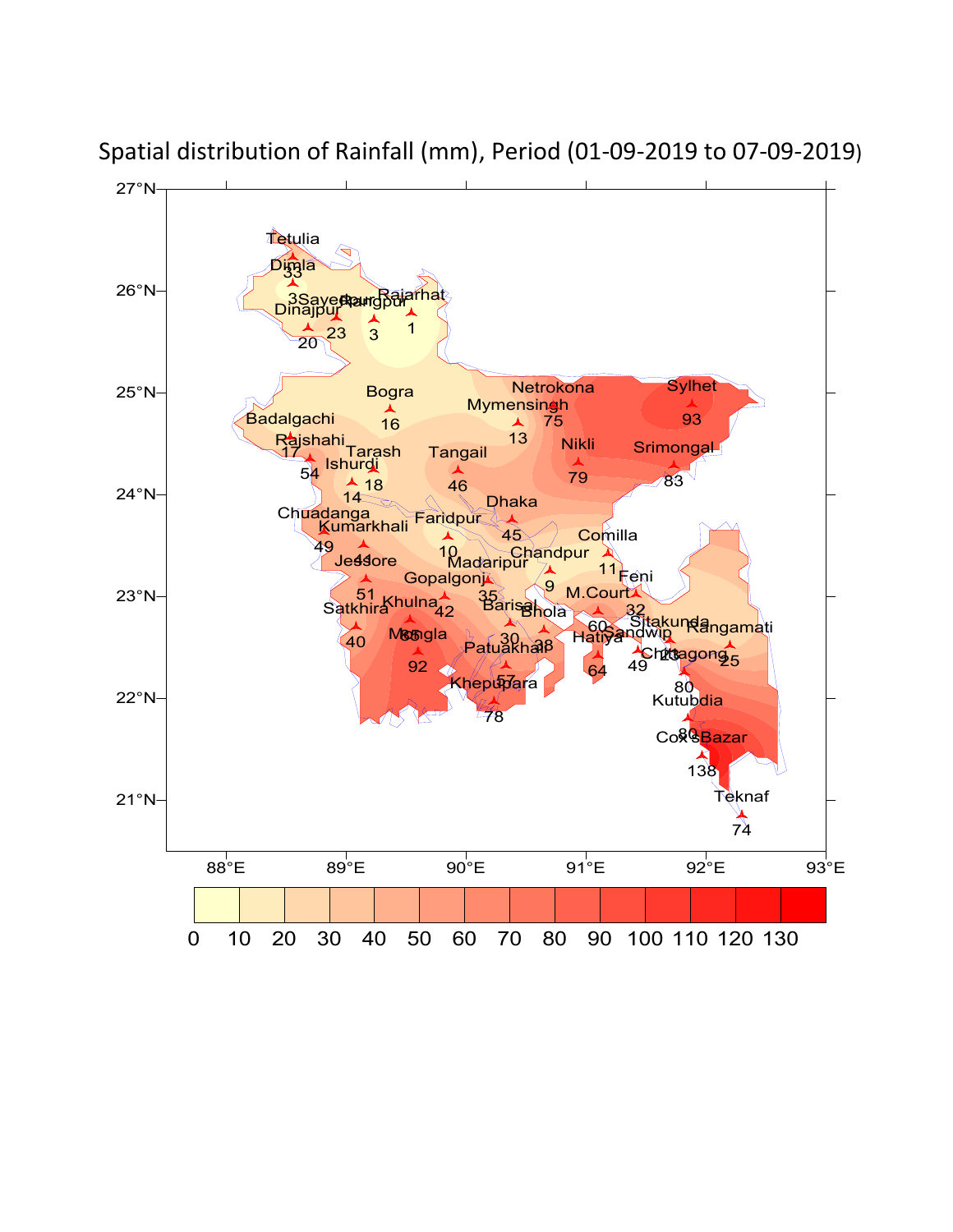# Spatial distribution of Rainfall (mm), Period (01-09-2019 to 07-09-2019)

| Station | Rainfall (mm) |
|---|---|
| Tetulia | 33 |
| Dimla | 3 |
| Sayedpur | 23 |
| Rangpur | 3 |
| Rajarhat | 1 |
| Dinajpur | 20 |
| Bogra | 16 |
| Badalgachi | 17 |
| Rajshahi | 54 |
| Tarash | 18 |
| Ishurdi | 14 |
| Mymensingh | 13 |
| Netrokona | 75 |
| Sylhet | 93 |
| Nikli | 79 |
| Srimongal | 83 |
| Tangail | 46 |
| Dhaka | 45 |
| Faridpur | 10 |
| Chuadanga | 49 |
| Kumarkhali | 41 |
| Jessore | 51 |
| Comilla | 11 |
| Chandpur | 9 |
| Madaripur | 35 |
| Gopalgonj | 42 |
| Feni | 32 |
| M.Court | 60 |
| Satkhira | 40 |
| Khulna | 65 |
| Barisal | 30 |
| Bhola | 38 |
| Mongla | 92 |
| Patuakhali | 57 |
| Hatiya | 64 |
| Sandwip | 49 |
| Sitakunda | 26 |
| Chittagong | 80 |
| Rangamati | 25 |
| Khepupara | 78 |
| Kutubdia | 80 |
| Cox'sBazar | 138 |
| Teknaf | 74 |

Legend (mm): 0, 10, 20, 30, 40, 50, 60, 70, 80, 90, 100, 110, 120, 130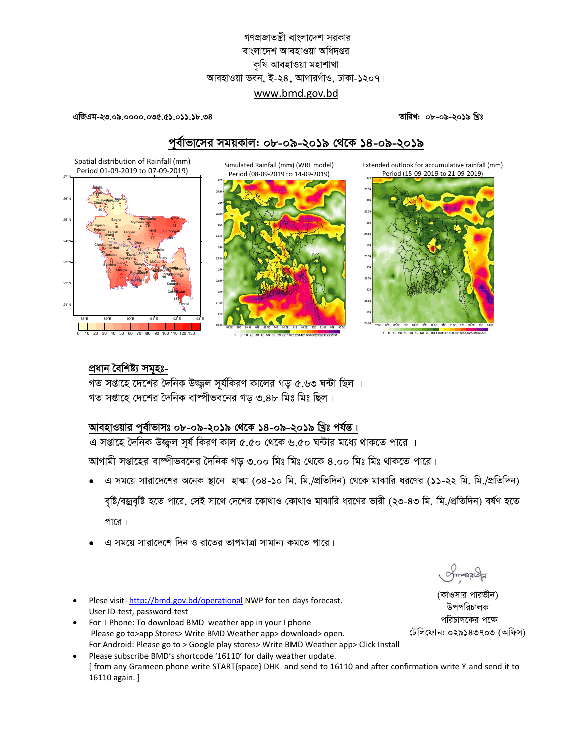গণপ্রজাতন্ত্রী বাংলাদেশ সরকার
বাংলাদেশ আবহাওয়া অধিদপ্তর
কৃষি আবহাওয়া মহাশাখা
আবহাওয়া ভবন, ই-২৪, আগারগাঁও, ঢাকা-১২০৭।
www.bmd.gov.bd

**এজিএম-২৩.০৯.০০০০.০৩৫.৫১.০১১.১৮.৩৪** **তারিখ: ০৮-০৯-২০১৯ খ্রিঃ**

## পূর্বাভাসের সময়কাল: ০৮-০৯-২০১৯ থেকে ১৪-০৯-২০১৯

Spatial distribution of Rainfall (mm) Period 01-09-2019 to 07-09-2019)

Simulated Rainfall (mm) (WRF model) Period (08-09-2019 to 14-09-2019)

Extended outlook for accumulative rainfall (mm) Period (15-09-2019 to 21-09-2019)

### প্রধান বৈশিষ্ট্য সমূহঃ-

গত সপ্তাহে দেশের দৈনিক উজ্জ্বল সূর্যকিরণ কালের গড় ৫.৬৩ ঘন্টা ছিল ।
গত সপ্তাহে দেশের দৈনিক বাষ্পীভবনের গড় ৩.৪৮ মিঃ মিঃ ছিল।

### আবহাওয়ার পূর্বাভাসঃ ০৮-০৯-২০১৯ থেকে ১৪-০৯-২০১৯ খ্রিঃ পর্যন্ত।

এ সপ্তাহে দৈনিক উজ্জ্বল সূর্য কিরণ কাল ৫.৫০ থেকে ৬.৫০ ঘন্টার মধ্যে থাকতে পারে ।

আগামী সপ্তাহের বাষ্পীভবনের দৈনিক গড় ৩.০০ মিঃ মিঃ থেকে ৪.০০ মিঃ মিঃ থাকতে পারে।

- এ সময়ে সারাদেশের অনেক স্থানে হাল্কা (০৪-১০ মি. মি./প্রতিদিন) থেকে মাঝারি ধরণের (১১-২২ মি. মি./প্রতিদিন) বৃষ্টি/বজ্রবৃষ্টি হতে পারে, সেই সাথে দেশের কোথাও কোথাও মাঝারি ধরণের ভারী (২৩-৪৩ মি. মি./প্রতিদিন) বর্ষণ হতে পারে।
- এ সময়ে সারাদেশে দিন ও রাতের তাপমাত্রা সামান্য কমতে পারে।

(কাওসার পারভীন)
উপপরিচালক
পরিচালকের পক্ষে
টেলিফোন: ০২৯১৪৩৭০৩ (অফিস)

- Plese visit- http://bmd.gov.bd/operational NWP for ten days forecast.
  User ID-test, password-test
- For I Phone: To download BMD weather app in your I phone
  Please go to>app Stores> Write BMD Weather app> download> open.
  For Android: Please go to > Google play stores> Write BMD Weather app> Click Install
- Please subscribe BMD's shortcode '16110' for daily weather update.
  [ from any Grameen phone write START{space} DHK and send to 16110 and after confirmation write Y and send it to 16110 again. ]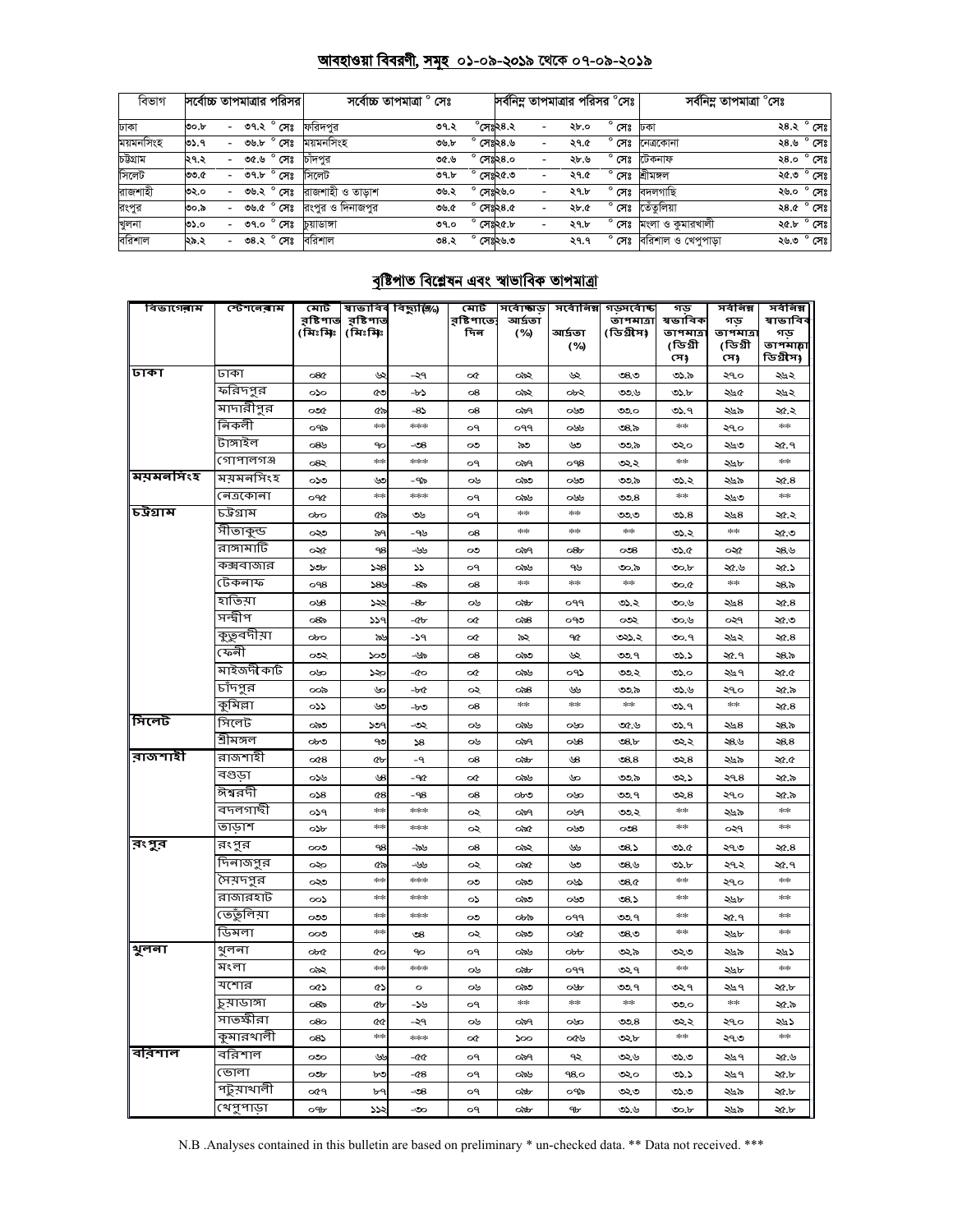## আবহাওয়া বিবরণী, সমূহ ০১-০৯-২০১৯ থেকে ০৭-০৯-২০১৯

| বিভাগ | সর্বোচ্চ তাপমাত্রার পরিসর | সর্বোচ্চ তাপমাত্রা ° সেঃ | | সর্বনিম্ন তাপমাত্রার পরিসর °সেঃ | সর্বনিম্ন তাপমাত্রা °সেঃ | |
|---|---|---|---|---|---|---|
| ঢাকা | ৩০.৮ - ৩৭.২ ° সেঃ | ফরিদপুর | ৩৭.২ ° সেঃ | ২৪.২ - ২৮.০ ° সেঃ | ঢাকা | ২৪.২ ° সেঃ |
| ময়মনসিংহ | ৩১.৭ - ৩৬.৮ ° সেঃ | ময়মনসিংহ | ৩৬.৮ ° সেঃ | ২৪.৬ - ২৭.৫ ° সেঃ | নেত্রকোনা | ২৪.৬ ° সেঃ |
| চট্টগ্রাম | ২৭.২ - ৩৫.৬ ° সেঃ | চাঁদপুর | ৩৫.৬ ° সেঃ | ২৪.০ - ২৮.৬ ° সেঃ | টেকনাফ | ২৪.০ ° সেঃ |
| সিলেট | ৩৩.৫ - ৩৭.৮ ° সেঃ | সিলেট | ৩৭.৮ ° সেঃ | ২৫.৩ - ২৭.৫ ° সেঃ | শ্রীমঙ্গল | ২৫.৩ ° সেঃ |
| রাজশাহী | ৩২.০ - ৩৬.২ ° সেঃ | রাজশাহী ও তাড়াশ | ৩৬.২ ° সেঃ | ২৬.০ - ২৭.৮ ° সেঃ | বদলগাছি | ২৬.০ ° সেঃ |
| রংপুর | ৩০.৯ - ৩৬.৫ ° সেঃ | রংপুর ও দিনাজপুর | ৩৬.৫ ° সেঃ | ২৪.৫ - ২৮.৫ ° সেঃ | তেঁতুলিয়া | ২৪.৫ ° সেঃ |
| খুলনা | ৩১.০ - ৩৭.০ ° সেঃ | চুয়াডাঙ্গা | ৩৭.০ ° সেঃ | ২৫.৮ - ২৭.৮ ° সেঃ | মংলা ও কুমারখালী | ২৫.৮ ° সেঃ |
| বরিশাল | ২৯.২ - ৩৪.২ ° সেঃ | বরিশাল | ৩৪.২ ° সেঃ | ২৬.৩ - ২৭.৭ ° সেঃ | বরিশাল ও খেপুপাড়া | ২৬.৩ ° সেঃ |

## বৃষ্টিপাত বিশ্লেষন এবং স্বাভাবিক তাপমাত্রা

| বিভাগের নাম | স্টেশনের নাম | মোট বৃষ্টিপাত (মিঃমিঃ) | স্বাভাবিক বৃষ্টিপাত (মিঃমিঃ) | বিছ্যুতি(%) | মোট বৃষ্টিপাতের দিন | সর্বোচ্চ গড় আর্দ্রতা (%) | সর্বোনিম্ন আর্দ্রতা (%) | গড় সর্বোচ্চ তাপমাত্রা (ডিগ্রীসেঃ) | গড় স্বাভাবিক তাপমাত্রা (ডিগ্রী সেঃ) | সর্বনিম্ন গড় তাপমাত্রা (ডিগ্রী সেঃ) | সর্বনিম্ন স্বাভাবিক গড় তাপমাত্রা (ডিগ্রীসেঃ) |
|---|---|---|---|---|---|---|---|---|---|---|---|
| ঢাকা | ঢাকা | ০৪৫ | ৬২ | -২৭ | ০৫ | ০৯২ | ৬২ | ৩৪.৩ | ৩১.৯ | ২৭.০ | ২৬.২ |
| | ফরিদপুর | ০১০ | ৫৩ | -৮১ | ০৪ | ০৯২ | ০৮২ | ৩৩.৬ | ৩১.৮ | ২৬.৫ | ২৬.২ |
| | মাদারীপুর | ০৩৫ | ৫৯ | -৪১ | ০৪ | ০৯৭ | ০৬৩ | ৩৩.০ | ৩১.৭ | ২৬.৯ | ২৫.২ |
| | নিকলী | ০৭৯ | ** | *** | ০৭ | ০৭৭ | ০৬৬ | ৩৪.৯ | ** | ২৭.০ | ** |
| | টাঙ্গাইল | ০৪৬ | ৭০ | -৩৪ | ০৩ | ৯৩ | ৬৩ | ৩৩.৯ | ৩২.০ | ২৬.৩ | ২৫.৭ |
| | গোপালগঞ্জ | ০৪২ | ** | *** | ০৭ | ০৯৭ | ০৭৪ | ৩২.২ | ** | ২৬.৮ | ** |
| ময়মনসিংহ | ময়মনসিংহ | ০১৩ | ৬৩ | -৭৯ | ০৬ | ০৯৩ | ০৬৩ | ৩৩.৯ | ৩১.২ | ২৬.৯ | ২৫.৪ |
| | নেত্রকোনা | ০৭৫ | ** | *** | ০৭ | ০৯৬ | ০৬৬ | ৩৩.৪ | ** | ২৬.৩ | ** |
| চট্টগ্রাম | চট্টগ্রাম | ০৮০ | ৫৯ | ৩৬ | ০৭ | ** | ** | ৩৩.৩ | ৩১.৪ | ২৬.৪ | ২৫.২ |
| | সীতাকুন্ড | ০২৩ | ৯৭ | -৭৬ | ০৪ | ** | ** | ** | ৩১.২ | ** | ২৫.৩ |
| | রাঙ্গামাটি | ০২৫ | ৭৪ | -৬৬ | ০৩ | ০৯৭ | ০৪৮ | ০৩৪ | ৩১.৫ | ০২৫ | ২৪.৬ |
| | কক্সবাজার | ১৩৮ | ১২৪ | ১১ | ০৭ | ০৯৬ | ৭৬ | ৩০.৯ | ৩০.৮ | ২৫.৬ | ২৫.১ |
| | টেকনাফ | ০৭৪ | ১৪৬ | -৪৯ | ০৪ | ** | ** | ** | ৩০.৫ | ** | ২৪.৯ |
| | হাতিয়া | ০৬৪ | ১২২ | -৪৮ | ০৬ | ০৯৮ | ০৭৭ | ৩১.২ | ৩০.৬ | ২৬.৪ | ২৫.৪ |
| | সন্দ্বীপ | ০৪৯ | ১১৭ | -৫৮ | ০৫ | ০৯৪ | ০৭৩ | ০৩২ | ৩০.৬ | ০২৭ | ২৫.৩ |
| | কুতুবদীয়া | ০৮০ | ৯৬ | -১৭ | ০৫ | ৯২ | ৭৫ | ৩২১.২ | ৩০.৭ | ২৬.২ | ২৫.৪ |
| | ফেনী | ০৩২ | ১০৩ | -৬৯ | ০৪ | ০৯৩ | ৬২ | ৩৩.৭ | ৩১.১ | ২৫.৭ | ২৪.৯ |
| | মাইজদীকোর্ট | ০৬০ | ১২০ | -৫০ | ০৫ | ০৯৬ | ০৭১ | ৩৩.২ | ৩১.০ | ২৬.৭ | ২৫.৫ |
| | চাঁদপুর | ০০৯ | ৬০ | -৮৫ | ০২ | ০৯৪ | ৬৬ | ৩৩.৯ | ৩১.৬ | ২৭.০ | ২৫.৯ |
| | কুমিল্লা | ০১১ | ৬৩ | -৮৩ | ০৪ | ** | ** | ** | ৩১.৭ | ** | ২৫.৪ |
| সিলেট | সিলেট | ০৯৩ | ১৩৭ | -৩২ | ০৬ | ০৯৬ | ০৬০ | ৩৫.৬ | ৩১.৭ | ২৬.৪ | ২৪.৯ |
| | শ্রীমঙ্গল | ০৮৩ | ৭৩ | ১৪ | ০৬ | ০৯৭ | ০৬৪ | ৩৪.৮ | ৩২.২ | ২৪.৬ | ২৪.৪ |
| রাজশাহী | রাজশাহী | ০৫৪ | ৫৮ | -৭ | ০৪ | ০৯৮ | ৬৪ | ৩৪.৪ | ৩২.৪ | ২৬.৯ | ২৫.৫ |
| | বগুড়া | ০১৬ | ৬৪ | -৭৫ | ০৫ | ০৯৬ | ৬০ | ৩৩.৯ | ৩২.১ | ২৭.৪ | ২৫.৯ |
| | ঈশ্বরদী | ০১৪ | ৫৪ | -৭৪ | ০৪ | ০৮৩ | ০৬০ | ৩৩.৭ | ৩২.৪ | ২৭.০ | ২৫.৯ |
| | বদলগাছী | ০১৭ | ** | *** | ০২ | ০৯৭ | ০৬৭ | ৩৩.২ | ** | ২৬.৯ | ** |
| | তাড়াশ | ০১৮ | ** | *** | ০২ | ০৯৫ | ০৬৩ | ০৩৪ | ** | ০২৭ | ** |
| রংপুর | রংপুর | ০০৩ | ৭৪ | -৯৬ | ০৪ | ০৯২ | ৬৬ | ৩৪.১ | ৩১.৫ | ২৭.৩ | ২৫.৪ |
| | দিনাজপুর | ০২০ | ৫৯ | -৬৬ | ০২ | ০৯৫ | ৬৩ | ৩৪.৬ | ৩১.৮ | ২৭.২ | ২৫.৭ |
| | সৈয়দপুর | ০২৩ | ** | *** | ০৩ | ০৯৩ | ০৬১ | ৩৪.৫ | ** | ২৭.০ | ** |
| | রাজারহাট | ০০১ | ** | *** | ০১ | ০৯৩ | ০৬৩ | ৩৪.১ | ** | ২৬.৮ | ** |
| | তেঁতুলিয়া | ০৩৩ | ** | *** | ০৩ | ০৮৯ | ০৭৭ | ৩৩.৭ | ** | ২৫.৭ | ** |
| | ডিমলা | ০০৩ | ** | ৩৪ | ০২ | ০৯৩ | ০৫৫ | ৩৪.৩ | ** | ২৬.৮ | ** |
| খুলনা | খুলনা | ০৮৫ | ৫০ | ৭০ | ০৭ | ০৯৬ | ০৮৮ | ৩২.৯ | ৩২.৩ | ২৬.৯ | ২৬.১ |
| | মংলা | ০৯২ | ** | *** | ০৬ | ০৯৮ | ০৭৭ | ৩২.৭ | ** | ২৬.৮ | ** |
| | যশোর | ০৫১ | ৫১ | ০ | ০৬ | ০৯৩ | ০৬৮ | ৩৩.৭ | ৩২.৭ | ২৬.৭ | ২৫.৮ |
| | চুয়াডাঙ্গা | ০৪৯ | ৫৮ | -১৬ | ০৭ | ** | ** | ** | ৩৩.০ | ** | ২৫.৯ |
| | সাতক্ষীরা | ০৪০ | ৫৫ | -২৭ | ০৬ | ০৯৭ | ০৬০ | ৩৩.৪ | ৩২.২ | ২৭.০ | ২৬.১ |
| | কুমারখালী | ০৪১ | ** | *** | ০৫ | ১০০ | ০৫৬ | ৩২.৮ | ** | ২৭.৩ | ** |
| বরিশাল | বরিশাল | ০৩০ | ৬৬ | -৫৫ | ০৭ | ০৯৭ | ৭২ | ৩২.৬ | ৩১.৩ | ২৬.৭ | ২৫.৬ |
| | ভোলা | ০৩৮ | ৮৩ | -৫৪ | ০৭ | ০৯৬ | ৭৪.০ | ৩২.০ | ৩১.১ | ২৬.৭ | ২৫.৮ |
| | পটুয়াখালী | ০৫৭ | ৮৭ | -৩৪ | ০৭ | ০৯৮ | ০৭৯ | ৩২.৩ | ৩১.৩ | ২৬.৯ | ২৫.৮ |
| | খেপুপাড়া | ০৭৮ | ১১২ | -৩০ | ০৭ | ০৯৮ | ৭৮ | ৩১.৬ | ৩০.৮ | ২৬.৯ | ২৫.৮ |

N.B .Analyses contained in this bulletin are based on preliminary * un-checked data. ** Data not received. ***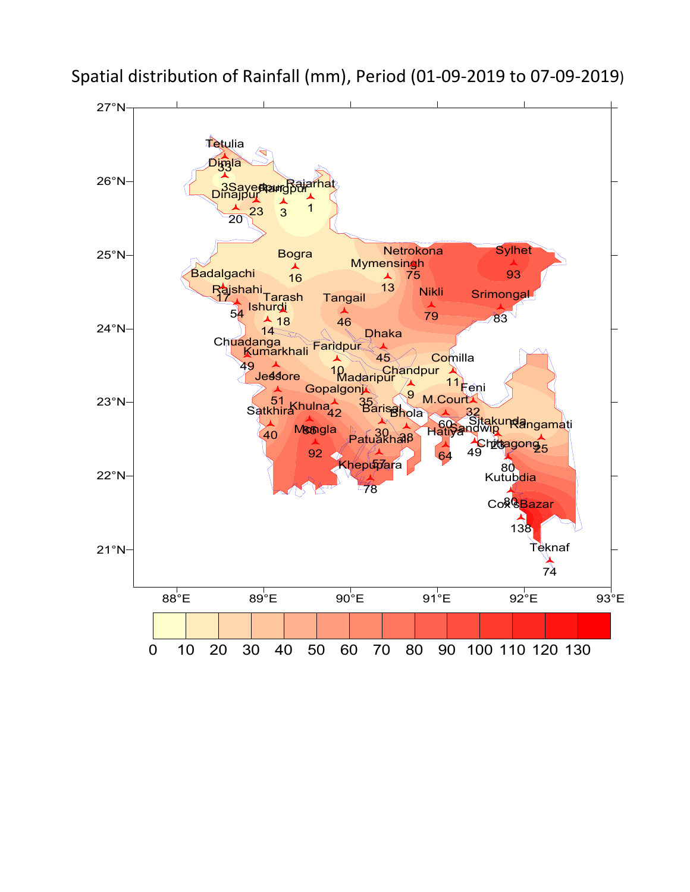Spatial distribution of Rainfall (mm), Period (01-09-2019 to 07-09-2019)

27°N
26°N
25°N
24°N
23°N
22°N
21°N

88°E 89°E 90°E 91°E 92°E 93°E

Tetulia 33
Dimla 3
Sayedpur 23
Rangpur 3
Rajarhat 1
Dinajpur 20
Bogra 16
Badalgachi 17
Rajshahi 54
Tarash 18
Ishurdi 14
Netrokona 75
Mymensingh 13
Sylhet 93
Nikli 79
Srimongal 83
Tangail 46
Dhaka 45
Chuadanga 49
Kumarkhali 44
Faridpur 10
Comilla 11
Madaripur 35
Chandpur 9
Jessore 51
Gopalgonj 42
Feni 32
M.Court 60
Satkhira 40
Khulna 86
Barisal 30
Bhola 38
Mongla 92
Hatiya 64
Sandwip 49
Sitakunda 28
Rangamati 25
Patuakhali 57
Chittagong 80
Khepupara 78
Kutubdia 80
Cox'sBazar 138
Teknaf 74

0 10 20 30 40 50 60 70 80 90 100 110 120 130